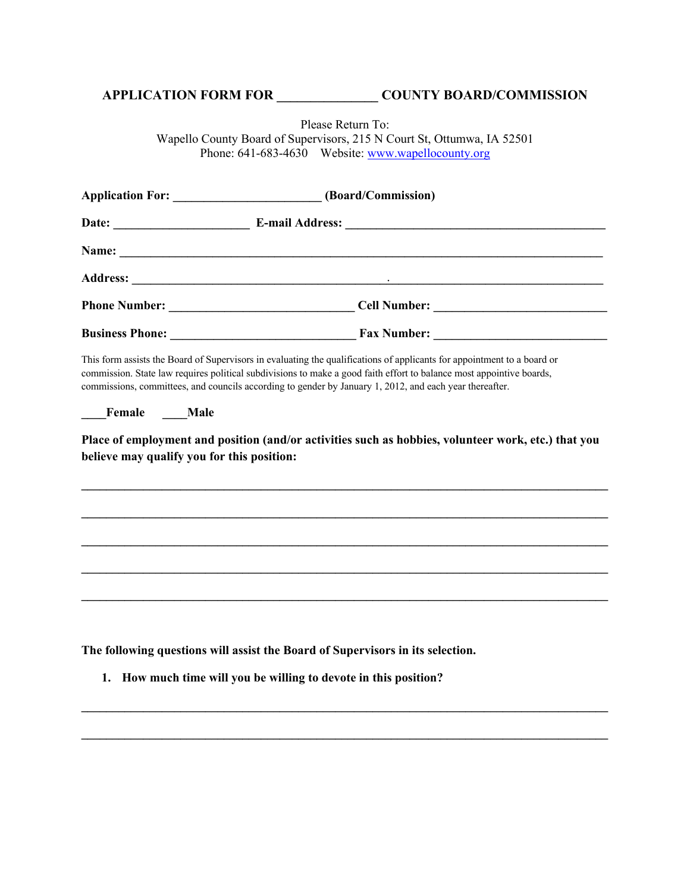## APPLICATION FORM FOR _______________ COUNTY BOARD/COMMISSION

Please Return To:
Wapello County Board of Supervisors, 215 N Court St, Ottumwa, IA 52501
Phone: 641-683-4630 Website: www.wapellocounty.org

**Application For:** ________________________ **(Board/Commission)**

**Date:** ______________________ **E-mail Address:** ___________________________________________

**Name:** ___________________________________________________________________________________

**Address:** __________________________________________.__________________________________

**Phone Number:** ______________________________ **Cell Number:** ____________________________

**Business Phone:** ______________________________ **Fax Number:** ____________________________

This form assists the Board of Supervisors in evaluating the qualifications of applicants for appointment to a board or commission. State law requires political subdivisions to make a good faith effort to balance most appointive boards, commissions, committees, and councils according to gender by January 1, 2012, and each year thereafter.

**____Female ____Male**

**Place of employment and position (and/or activities such as hobbies, volunteer work, etc.) that you believe may qualify you for this position:**

_____________________________________________________________________________________

_____________________________________________________________________________________

_____________________________________________________________________________________

_____________________________________________________________________________________

_____________________________________________________________________________________

**The following questions will assist the Board of Supervisors in its selection.**

1. **How much time will you be willing to devote in this position?**

_____________________________________________________________________________________

_____________________________________________________________________________________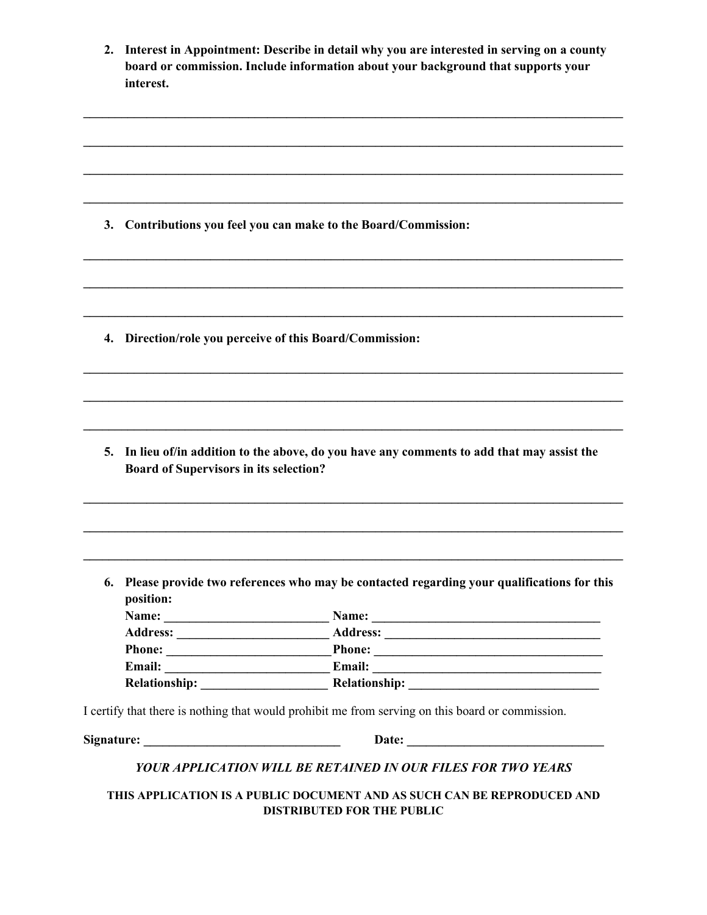2. **Interest in Appointment: Describe in detail why you are interested in serving on a county board or commission. Include information about your background that supports your interest.**

______________________________________________________________________________

______________________________________________________________________________

______________________________________________________________________________

______________________________________________________________________________

3. **Contributions you feel you can make to the Board/Commission:**

______________________________________________________________________________

______________________________________________________________________________

______________________________________________________________________________

4. **Direction/role you perceive of this Board/Commission:**

______________________________________________________________________________

______________________________________________________________________________

______________________________________________________________________________

5. **In lieu of/in addition to the above, do you have any comments to add that may assist the Board of Supervisors in its selection?**

______________________________________________________________________________

______________________________________________________________________________

______________________________________________________________________________

6. **Please provide two references who may be contacted regarding your qualifications for this position:**

| | |
|---|---|
| **Name:** __________________________ | **Name:** ____________________________________ |
| **Address:** ________________________ | **Address:** __________________________________ |
| **Phone:** __________________________ | **Phone:** ____________________________________ |
| **Email:** __________________________ | **Email:** ____________________________________ |
| **Relationship:** ____________________ | **Relationship:** ______________________________ |

I certify that there is nothing that would prohibit me from serving on this board or commission.

**Signature:** _______________________________ **Date:** _______________________________

***YOUR APPLICATION WILL BE RETAINED IN OUR FILES FOR TWO YEARS***

**THIS APPLICATION IS A PUBLIC DOCUMENT AND AS SUCH CAN BE REPRODUCED AND DISTRIBUTED FOR THE PUBLIC**